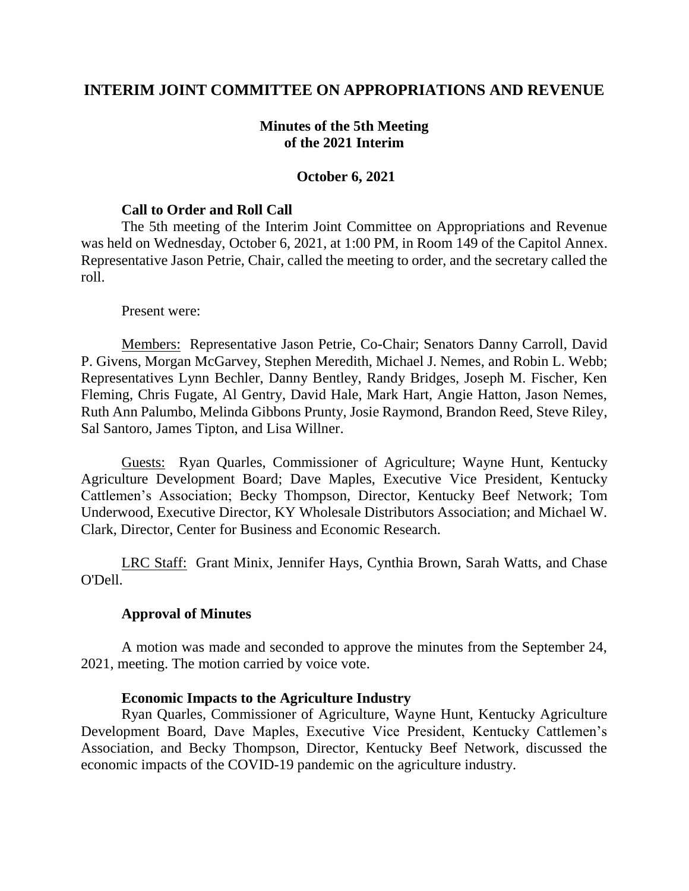# INTERIM JOINT COMMITTEE ON APPROPRIATIONS AND REVENUE

## Minutes of the 5th Meeting of the 2021 Interim

### October 6, 2021

**Call to Order and Roll Call**

The 5th meeting of the Interim Joint Committee on Appropriations and Revenue was held on Wednesday, October 6, 2021, at 1:00 PM, in Room 149 of the Capitol Annex. Representative Jason Petrie, Chair, called the meeting to order, and the secretary called the roll.

Present were:

Members: Representative Jason Petrie, Co-Chair; Senators Danny Carroll, David P. Givens, Morgan McGarvey, Stephen Meredith, Michael J. Nemes, and Robin L. Webb; Representatives Lynn Bechler, Danny Bentley, Randy Bridges, Joseph M. Fischer, Ken Fleming, Chris Fugate, Al Gentry, David Hale, Mark Hart, Angie Hatton, Jason Nemes, Ruth Ann Palumbo, Melinda Gibbons Prunty, Josie Raymond, Brandon Reed, Steve Riley, Sal Santoro, James Tipton, and Lisa Willner.

Guests: Ryan Quarles, Commissioner of Agriculture; Wayne Hunt, Kentucky Agriculture Development Board; Dave Maples, Executive Vice President, Kentucky Cattlemen's Association; Becky Thompson, Director, Kentucky Beef Network; Tom Underwood, Executive Director, KY Wholesale Distributors Association; and Michael W. Clark, Director, Center for Business and Economic Research.

LRC Staff: Grant Minix, Jennifer Hays, Cynthia Brown, Sarah Watts, and Chase O'Dell.

**Approval of Minutes**

A motion was made and seconded to approve the minutes from the September 24, 2021, meeting. The motion carried by voice vote.

**Economic Impacts to the Agriculture Industry**

Ryan Quarles, Commissioner of Agriculture, Wayne Hunt, Kentucky Agriculture Development Board, Dave Maples, Executive Vice President, Kentucky Cattlemen's Association, and Becky Thompson, Director, Kentucky Beef Network, discussed the economic impacts of the COVID-19 pandemic on the agriculture industry.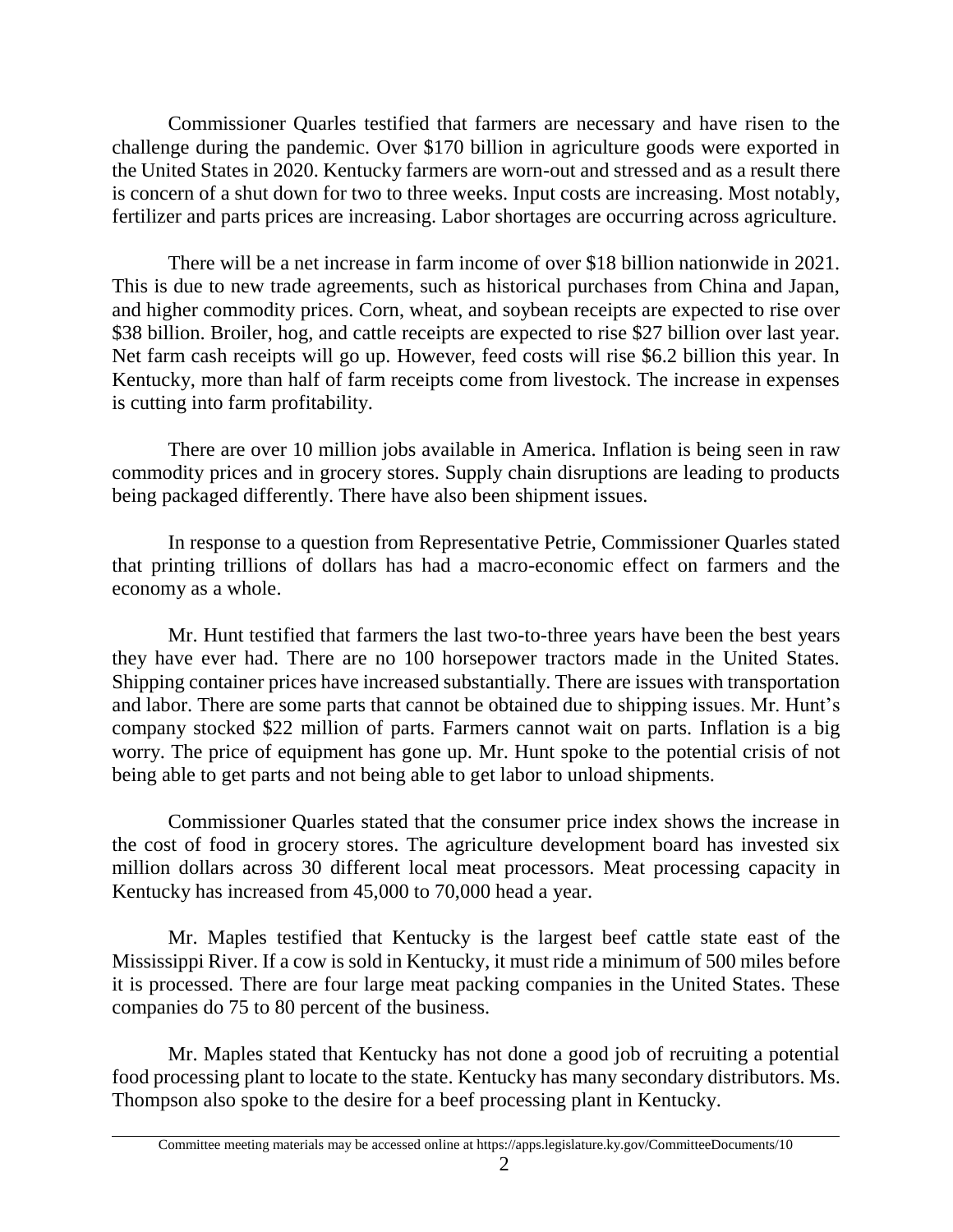Commissioner Quarles testified that farmers are necessary and have risen to the challenge during the pandemic. Over $170 billion in agriculture goods were exported in the United States in 2020. Kentucky farmers are worn-out and stressed and as a result there is concern of a shut down for two to three weeks. Input costs are increasing. Most notably, fertilizer and parts prices are increasing. Labor shortages are occurring across agriculture.

There will be a net increase in farm income of over $18 billion nationwide in 2021. This is due to new trade agreements, such as historical purchases from China and Japan, and higher commodity prices. Corn, wheat, and soybean receipts are expected to rise over $38 billion. Broiler, hog, and cattle receipts are expected to rise $27 billion over last year. Net farm cash receipts will go up. However, feed costs will rise $6.2 billion this year. In Kentucky, more than half of farm receipts come from livestock. The increase in expenses is cutting into farm profitability.

There are over 10 million jobs available in America. Inflation is being seen in raw commodity prices and in grocery stores. Supply chain disruptions are leading to products being packaged differently. There have also been shipment issues.

In response to a question from Representative Petrie, Commissioner Quarles stated that printing trillions of dollars has had a macro-economic effect on farmers and the economy as a whole.

Mr. Hunt testified that farmers the last two-to-three years have been the best years they have ever had. There are no 100 horsepower tractors made in the United States. Shipping container prices have increased substantially. There are issues with transportation and labor. There are some parts that cannot be obtained due to shipping issues. Mr. Hunt's company stocked $22 million of parts. Farmers cannot wait on parts. Inflation is a big worry. The price of equipment has gone up. Mr. Hunt spoke to the potential crisis of not being able to get parts and not being able to get labor to unload shipments.

Commissioner Quarles stated that the consumer price index shows the increase in the cost of food in grocery stores. The agriculture development board has invested six million dollars across 30 different local meat processors. Meat processing capacity in Kentucky has increased from 45,000 to 70,000 head a year.

Mr. Maples testified that Kentucky is the largest beef cattle state east of the Mississippi River. If a cow is sold in Kentucky, it must ride a minimum of 500 miles before it is processed. There are four large meat packing companies in the United States. These companies do 75 to 80 percent of the business.

Mr. Maples stated that Kentucky has not done a good job of recruiting a potential food processing plant to locate to the state. Kentucky has many secondary distributors. Ms. Thompson also spoke to the desire for a beef processing plant in Kentucky.

Committee meeting materials may be accessed online at https://apps.legislature.ky.gov/CommitteeDocuments/10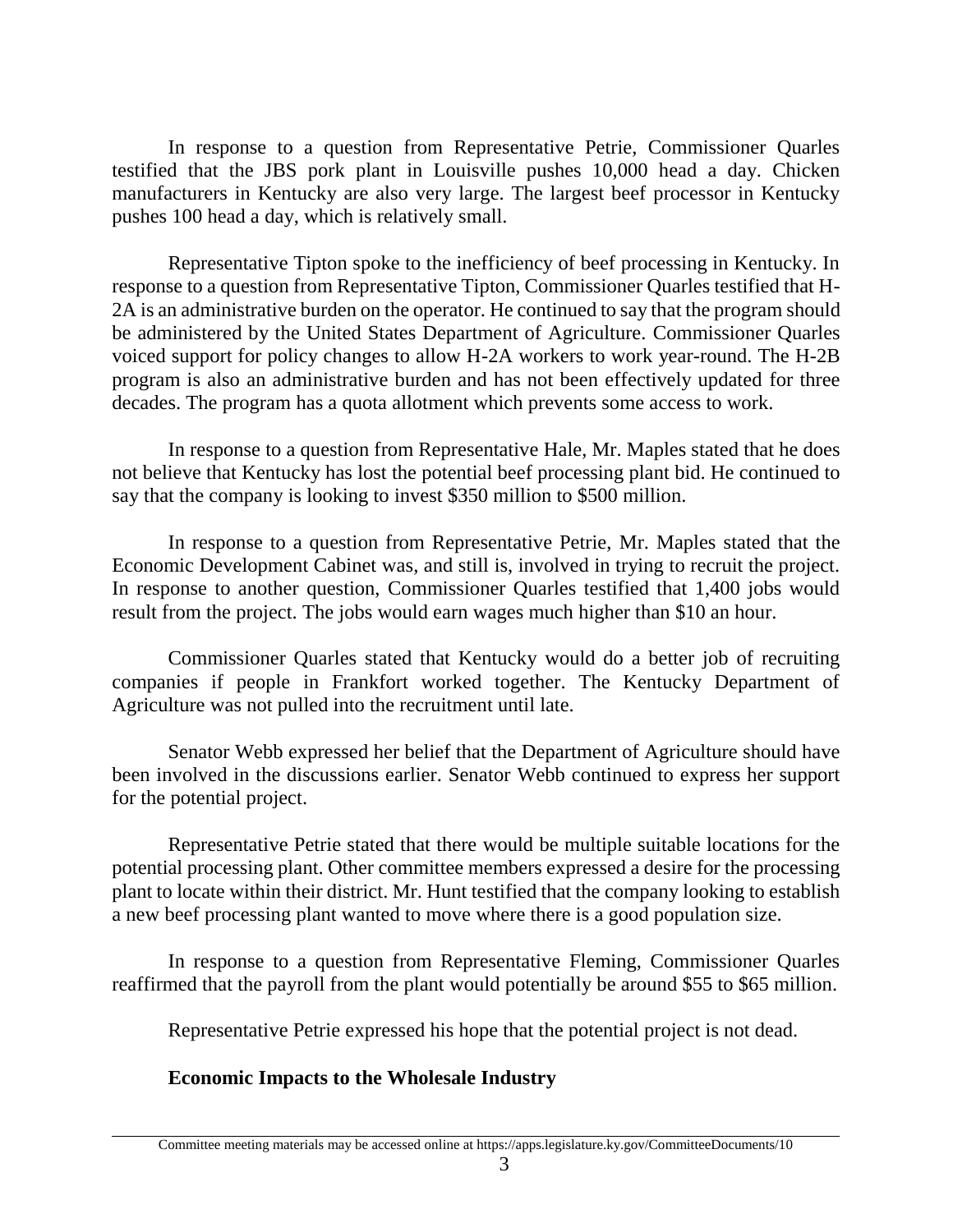In response to a question from Representative Petrie, Commissioner Quarles testified that the JBS pork plant in Louisville pushes 10,000 head a day. Chicken manufacturers in Kentucky are also very large. The largest beef processor in Kentucky pushes 100 head a day, which is relatively small.

Representative Tipton spoke to the inefficiency of beef processing in Kentucky. In response to a question from Representative Tipton, Commissioner Quarles testified that H-2A is an administrative burden on the operator. He continued to say that the program should be administered by the United States Department of Agriculture. Commissioner Quarles voiced support for policy changes to allow H-2A workers to work year-round. The H-2B program is also an administrative burden and has not been effectively updated for three decades. The program has a quota allotment which prevents some access to work.

In response to a question from Representative Hale, Mr. Maples stated that he does not believe that Kentucky has lost the potential beef processing plant bid. He continued to say that the company is looking to invest $350 million to $500 million.

In response to a question from Representative Petrie, Mr. Maples stated that the Economic Development Cabinet was, and still is, involved in trying to recruit the project. In response to another question, Commissioner Quarles testified that 1,400 jobs would result from the project. The jobs would earn wages much higher than $10 an hour.

Commissioner Quarles stated that Kentucky would do a better job of recruiting companies if people in Frankfort worked together. The Kentucky Department of Agriculture was not pulled into the recruitment until late.

Senator Webb expressed her belief that the Department of Agriculture should have been involved in the discussions earlier. Senator Webb continued to express her support for the potential project.

Representative Petrie stated that there would be multiple suitable locations for the potential processing plant. Other committee members expressed a desire for the processing plant to locate within their district. Mr. Hunt testified that the company looking to establish a new beef processing plant wanted to move where there is a good population size.

In response to a question from Representative Fleming, Commissioner Quarles reaffirmed that the payroll from the plant would potentially be around $55 to $65 million.

Representative Petrie expressed his hope that the potential project is not dead.

**Economic Impacts to the Wholesale Industry**

Committee meeting materials may be accessed online at https://apps.legislature.ky.gov/CommitteeDocuments/10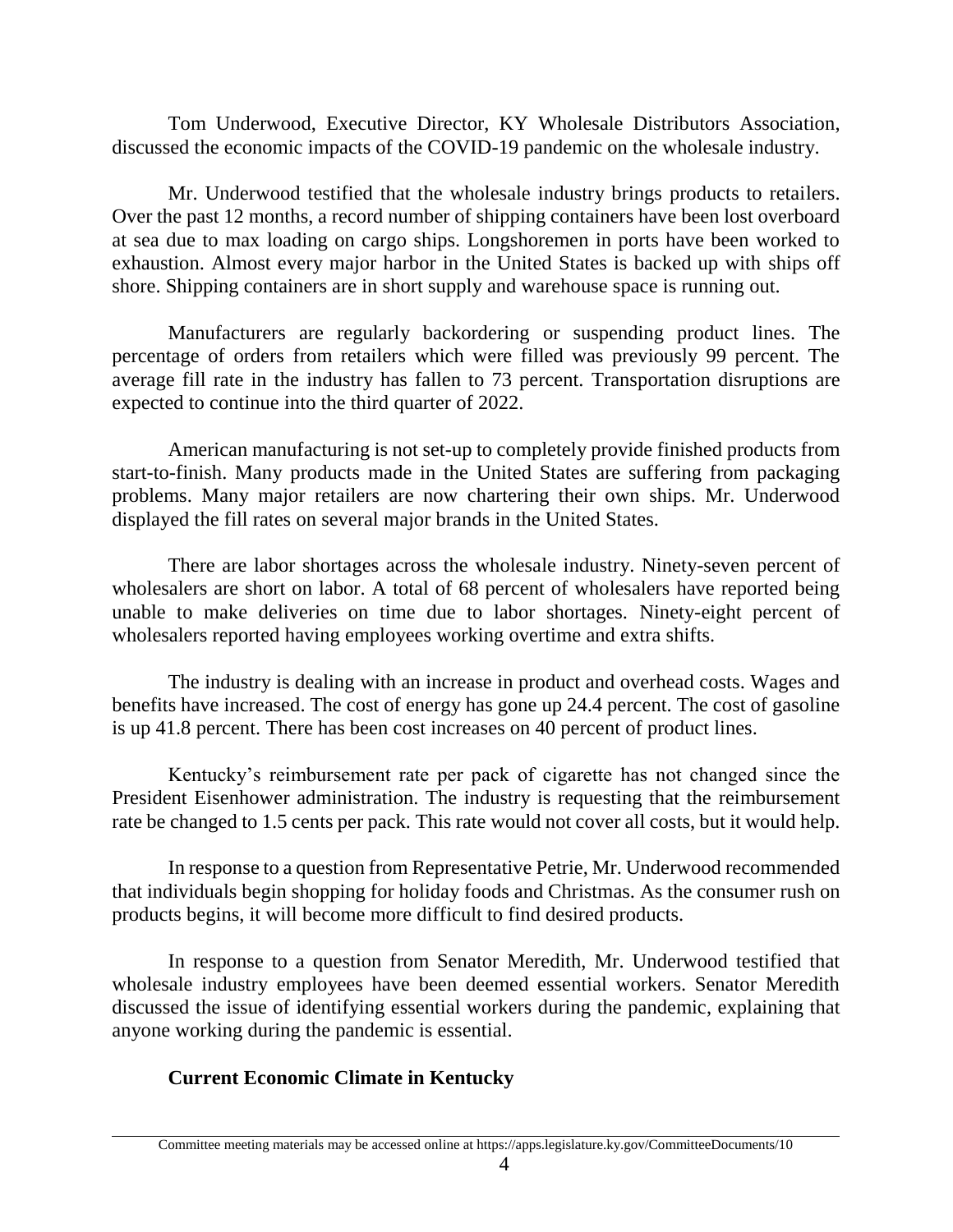Tom Underwood, Executive Director, KY Wholesale Distributors Association, discussed the economic impacts of the COVID-19 pandemic on the wholesale industry.

Mr. Underwood testified that the wholesale industry brings products to retailers. Over the past 12 months, a record number of shipping containers have been lost overboard at sea due to max loading on cargo ships. Longshoremen in ports have been worked to exhaustion. Almost every major harbor in the United States is backed up with ships off shore. Shipping containers are in short supply and warehouse space is running out.

Manufacturers are regularly backordering or suspending product lines. The percentage of orders from retailers which were filled was previously 99 percent. The average fill rate in the industry has fallen to 73 percent. Transportation disruptions are expected to continue into the third quarter of 2022.

American manufacturing is not set-up to completely provide finished products from start-to-finish. Many products made in the United States are suffering from packaging problems. Many major retailers are now chartering their own ships. Mr. Underwood displayed the fill rates on several major brands in the United States.

There are labor shortages across the wholesale industry. Ninety-seven percent of wholesalers are short on labor. A total of 68 percent of wholesalers have reported being unable to make deliveries on time due to labor shortages. Ninety-eight percent of wholesalers reported having employees working overtime and extra shifts.

The industry is dealing with an increase in product and overhead costs. Wages and benefits have increased. The cost of energy has gone up 24.4 percent. The cost of gasoline is up 41.8 percent. There has been cost increases on 40 percent of product lines.

Kentucky's reimbursement rate per pack of cigarette has not changed since the President Eisenhower administration. The industry is requesting that the reimbursement rate be changed to 1.5 cents per pack. This rate would not cover all costs, but it would help.

In response to a question from Representative Petrie, Mr. Underwood recommended that individuals begin shopping for holiday foods and Christmas. As the consumer rush on products begins, it will become more difficult to find desired products.

In response to a question from Senator Meredith, Mr. Underwood testified that wholesale industry employees have been deemed essential workers. Senator Meredith discussed the issue of identifying essential workers during the pandemic, explaining that anyone working during the pandemic is essential.

**Current Economic Climate in Kentucky**

Committee meeting materials may be accessed online at https://apps.legislature.ky.gov/CommitteeDocuments/10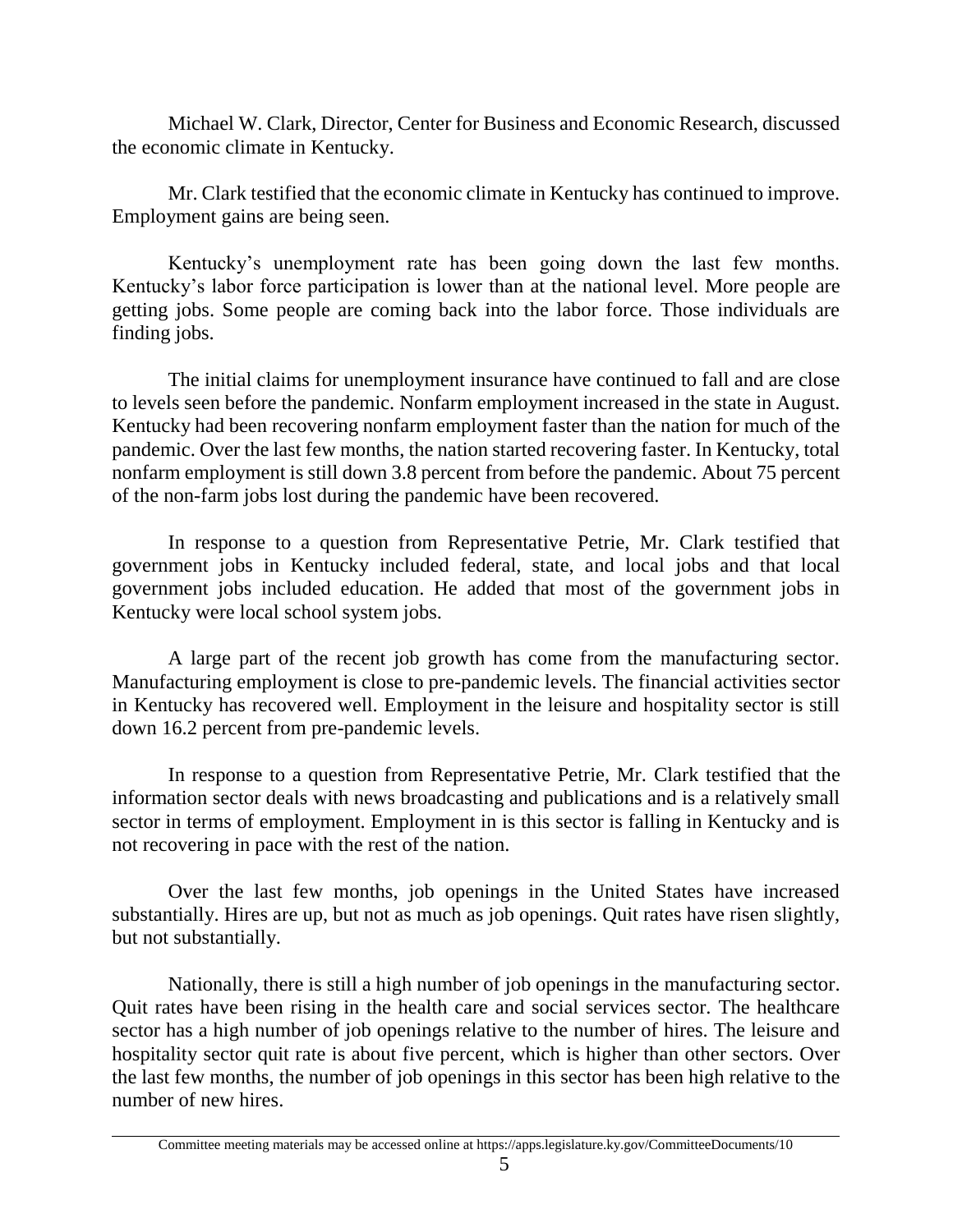Michael W. Clark, Director, Center for Business and Economic Research, discussed the economic climate in Kentucky.

Mr. Clark testified that the economic climate in Kentucky has continued to improve. Employment gains are being seen.

Kentucky's unemployment rate has been going down the last few months. Kentucky's labor force participation is lower than at the national level. More people are getting jobs. Some people are coming back into the labor force. Those individuals are finding jobs.

The initial claims for unemployment insurance have continued to fall and are close to levels seen before the pandemic. Nonfarm employment increased in the state in August. Kentucky had been recovering nonfarm employment faster than the nation for much of the pandemic. Over the last few months, the nation started recovering faster. In Kentucky, total nonfarm employment is still down 3.8 percent from before the pandemic. About 75 percent of the non-farm jobs lost during the pandemic have been recovered.

In response to a question from Representative Petrie, Mr. Clark testified that government jobs in Kentucky included federal, state, and local jobs and that local government jobs included education. He added that most of the government jobs in Kentucky were local school system jobs.

A large part of the recent job growth has come from the manufacturing sector. Manufacturing employment is close to pre-pandemic levels. The financial activities sector in Kentucky has recovered well. Employment in the leisure and hospitality sector is still down 16.2 percent from pre-pandemic levels.

In response to a question from Representative Petrie, Mr. Clark testified that the information sector deals with news broadcasting and publications and is a relatively small sector in terms of employment. Employment in is this sector is falling in Kentucky and is not recovering in pace with the rest of the nation.

Over the last few months, job openings in the United States have increased substantially. Hires are up, but not as much as job openings. Quit rates have risen slightly, but not substantially.

Nationally, there is still a high number of job openings in the manufacturing sector. Quit rates have been rising in the health care and social services sector. The healthcare sector has a high number of job openings relative to the number of hires. The leisure and hospitality sector quit rate is about five percent, which is higher than other sectors. Over the last few months, the number of job openings in this sector has been high relative to the number of new hires.

Committee meeting materials may be accessed online at https://apps.legislature.ky.gov/CommitteeDocuments/10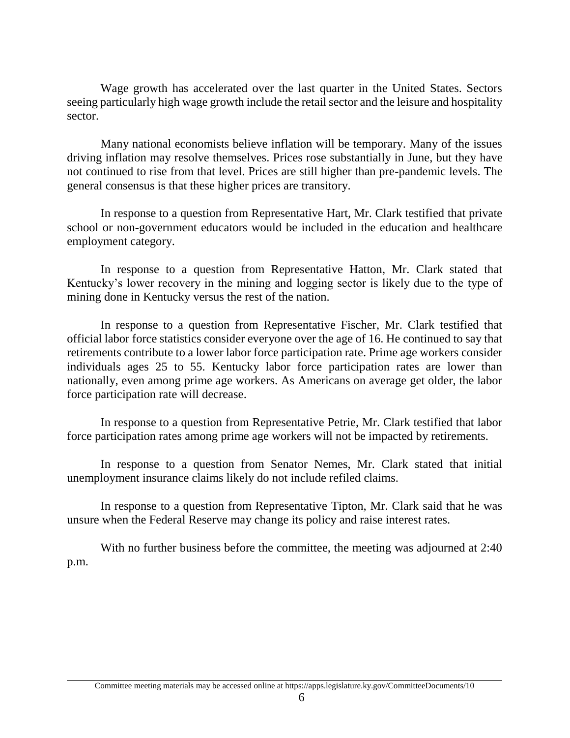Wage growth has accelerated over the last quarter in the United States. Sectors seeing particularly high wage growth include the retail sector and the leisure and hospitality sector.

Many national economists believe inflation will be temporary. Many of the issues driving inflation may resolve themselves. Prices rose substantially in June, but they have not continued to rise from that level. Prices are still higher than pre-pandemic levels. The general consensus is that these higher prices are transitory.

In response to a question from Representative Hart, Mr. Clark testified that private school or non-government educators would be included in the education and healthcare employment category.

In response to a question from Representative Hatton, Mr. Clark stated that Kentucky's lower recovery in the mining and logging sector is likely due to the type of mining done in Kentucky versus the rest of the nation.

In response to a question from Representative Fischer, Mr. Clark testified that official labor force statistics consider everyone over the age of 16. He continued to say that retirements contribute to a lower labor force participation rate. Prime age workers consider individuals ages 25 to 55. Kentucky labor force participation rates are lower than nationally, even among prime age workers. As Americans on average get older, the labor force participation rate will decrease.

In response to a question from Representative Petrie, Mr. Clark testified that labor force participation rates among prime age workers will not be impacted by retirements.

In response to a question from Senator Nemes, Mr. Clark stated that initial unemployment insurance claims likely do not include refiled claims.

In response to a question from Representative Tipton, Mr. Clark said that he was unsure when the Federal Reserve may change its policy and raise interest rates.

With no further business before the committee, the meeting was adjourned at 2:40 p.m.

Committee meeting materials may be accessed online at https://apps.legislature.ky.gov/CommitteeDocuments/10